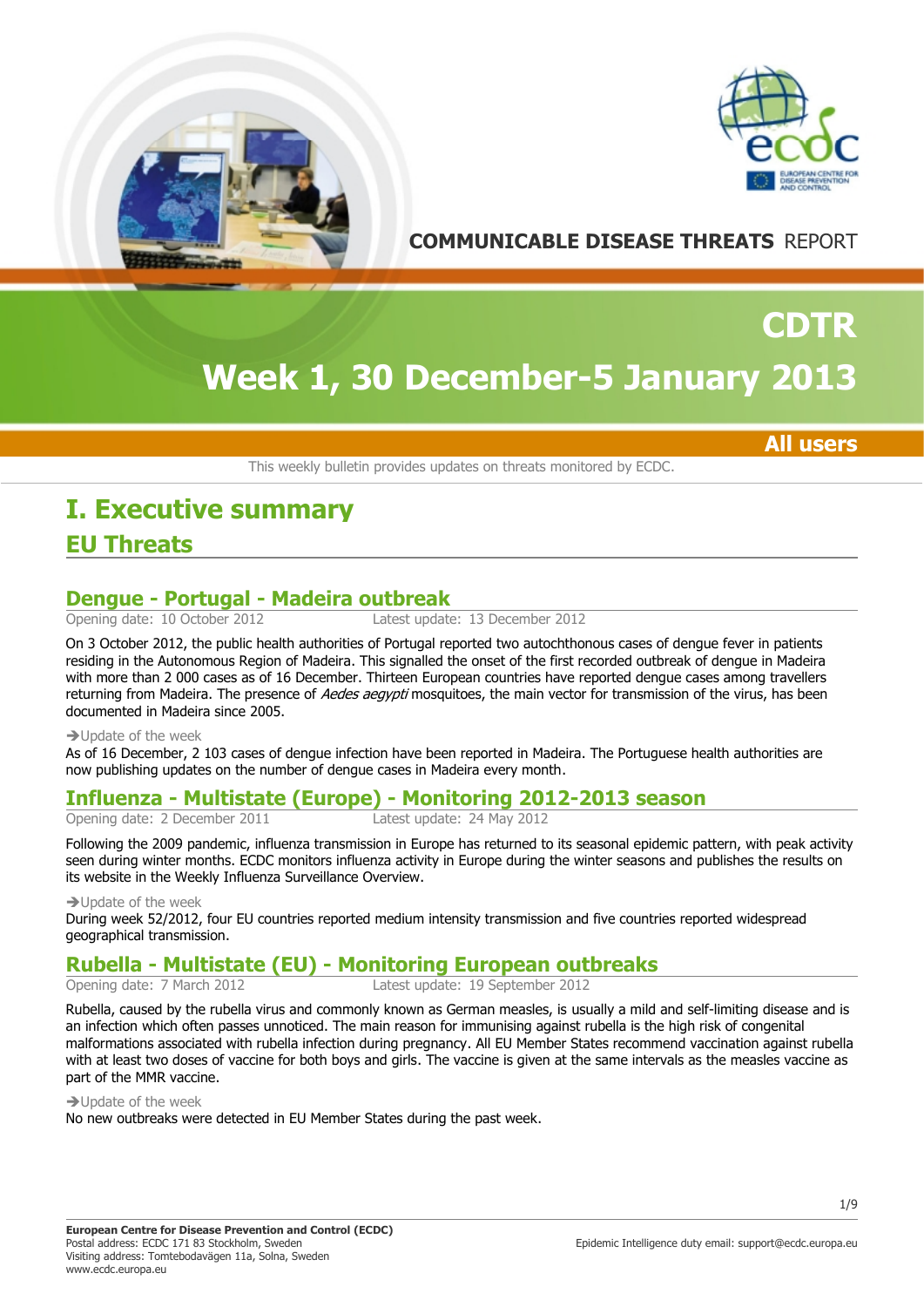COMMUNICABLE DISEASE THREATS REPORT

# CDTR

# Week 1, 30 December-5 January 2013

**All users**

This weekly bulletin provides updates on threats monitored by ECDC.

# I. Executive summary

## EU Threats

### Dengue - Portugal - Madeira outbreak

Opening date: 10 October 2012 Latest update: 13 December 2012

On 3 October 2012, the public health authorities of Portugal reported two autochthonous cases of dengue fever in patients residing in the Autonomous Region of Madeira. This signalled the onset of the first recorded outbreak of dengue in Madeira with more than 2 000 cases as of 16 December. Thirteen European countries have reported dengue cases among travellers returning from Madeira. The presence of *Aedes aegypti* mosquitoes, the main vector for transmission of the virus, has been documented in Madeira since 2005.

→Update of the week

As of 16 December, 2 103 cases of dengue infection have been reported in Madeira. The Portuguese health authorities are now publishing updates on the number of dengue cases in Madeira every month.

### Influenza - Multistate (Europe) - Monitoring 2012-2013 season

Opening date: 2 December 2011 Latest update: 24 May 2012

Following the 2009 pandemic, influenza transmission in Europe has returned to its seasonal epidemic pattern, with peak activity seen during winter months. ECDC monitors influenza activity in Europe during the winter seasons and publishes the results on its website in the Weekly Influenza Surveillance Overview.

→Update of the week

During week 52/2012, four EU countries reported medium intensity transmission and five countries reported widespread geographical transmission.

### Rubella - Multistate (EU) - Monitoring European outbreaks

Opening date: 7 March 2012 Latest update: 19 September 2012

Rubella, caused by the rubella virus and commonly known as German measles, is usually a mild and self-limiting disease and is an infection which often passes unnoticed. The main reason for immunising against rubella is the high risk of congenital malformations associated with rubella infection during pregnancy. All EU Member States recommend vaccination against rubella with at least two doses of vaccine for both boys and girls. The vaccine is given at the same intervals as the measles vaccine as part of the MMR vaccine.

→Update of the week

No new outbreaks were detected in EU Member States during the past week.

**European Centre for Disease Prevention and Control (ECDC)**
Postal address: ECDC 171 83 Stockholm, Sweden
Visiting address: Tomtebodavägen 11a, Solna, Sweden
www.ecdc.europa.eu

Epidemic Intelligence duty email: support@ecdc.europa.eu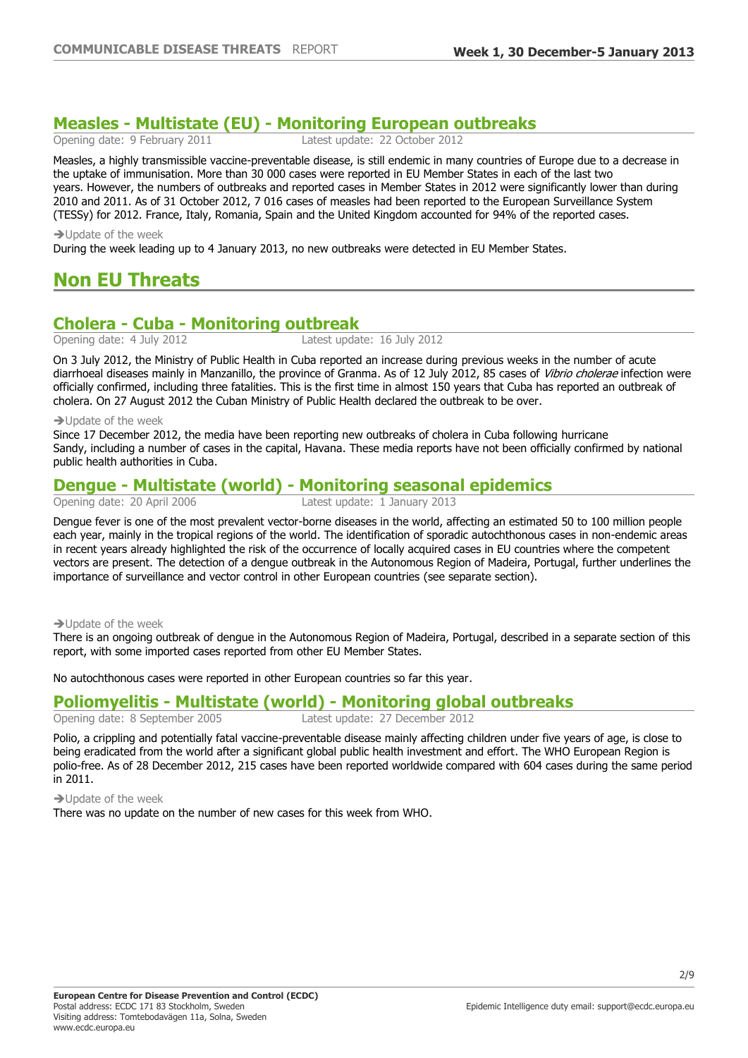## Measles - Multistate (EU) - Monitoring European outbreaks

Opening date: 9 February 2011 Latest update: 22 October 2012

Measles, a highly transmissible vaccine-preventable disease, is still endemic in many countries of Europe due to a decrease in the uptake of immunisation. More than 30 000 cases were reported in EU Member States in each of the last two years. However, the numbers of outbreaks and reported cases in Member States in 2012 were significantly lower than during 2010 and 2011. As of 31 October 2012, 7 016 cases of measles had been reported to the European Surveillance System (TESSy) for 2012. France, Italy, Romania, Spain and the United Kingdom accounted for 94% of the reported cases.

➔Update of the week

During the week leading up to 4 January 2013, no new outbreaks were detected in EU Member States.

# Non EU Threats

## Cholera - Cuba - Monitoring outbreak

Opening date: 4 July 2012 Latest update: 16 July 2012

On 3 July 2012, the Ministry of Public Health in Cuba reported an increase during previous weeks in the number of acute diarrhoeal diseases mainly in Manzanillo, the province of Granma. As of 12 July 2012, 85 cases of *Vibrio cholerae* infection were officially confirmed, including three fatalities. This is the first time in almost 150 years that Cuba has reported an outbreak of cholera. On 27 August 2012 the Cuban Ministry of Public Health declared the outbreak to be over.

➔Update of the week

Since 17 December 2012, the media have been reporting new outbreaks of cholera in Cuba following hurricane Sandy, including a number of cases in the capital, Havana. These media reports have not been officially confirmed by national public health authorities in Cuba.

## Dengue - Multistate (world) - Monitoring seasonal epidemics

Opening date: 20 April 2006 Latest update: 1 January 2013

Dengue fever is one of the most prevalent vector-borne diseases in the world, affecting an estimated 50 to 100 million people each year, mainly in the tropical regions of the world. The identification of sporadic autochthonous cases in non-endemic areas in recent years already highlighted the risk of the occurrence of locally acquired cases in EU countries where the competent vectors are present. The detection of a dengue outbreak in the Autonomous Region of Madeira, Portugal, further underlines the importance of surveillance and vector control in other European countries (see separate section).

➔Update of the week

There is an ongoing outbreak of dengue in the Autonomous Region of Madeira, Portugal, described in a separate section of this report, with some imported cases reported from other EU Member States.

No autochthonous cases were reported in other European countries so far this year.

## Poliomyelitis - Multistate (world) - Monitoring global outbreaks

Opening date: 8 September 2005 Latest update: 27 December 2012

Polio, a crippling and potentially fatal vaccine-preventable disease mainly affecting children under five years of age, is close to being eradicated from the world after a significant global public health investment and effort. The WHO European Region is polio-free. As of 28 December 2012, 215 cases have been reported worldwide compared with 604 cases during the same period in 2011.

➔Update of the week

There was no update on the number of new cases for this week from WHO.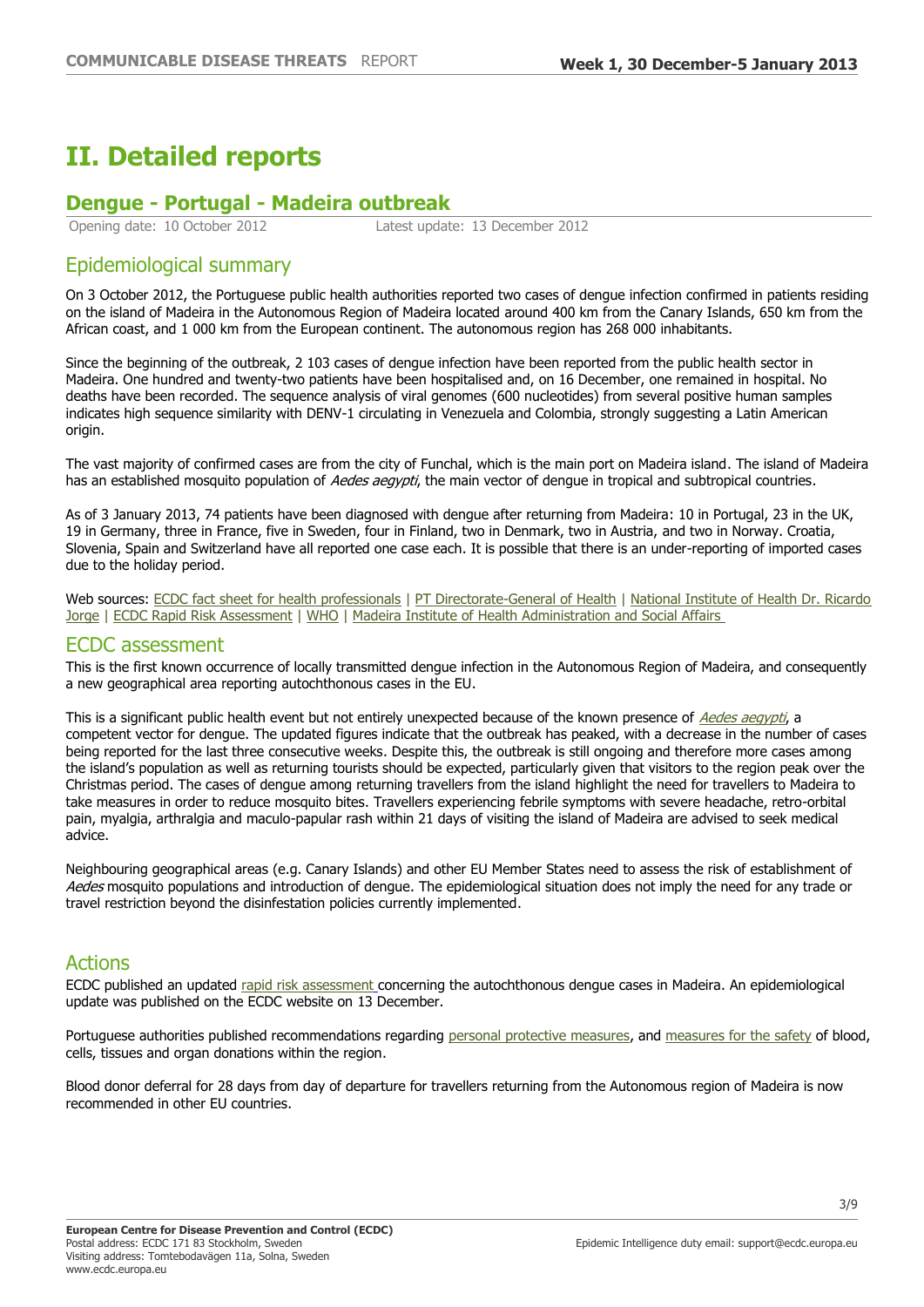# II. Detailed reports

## Dengue - Portugal - Madeira outbreak

Opening date: 10 October 2012 Latest update: 13 December 2012

### Epidemiological summary

On 3 October 2012, the Portuguese public health authorities reported two cases of dengue infection confirmed in patients residing on the island of Madeira in the Autonomous Region of Madeira located around 400 km from the Canary Islands, 650 km from the African coast, and 1 000 km from the European continent. The autonomous region has 268 000 inhabitants.

Since the beginning of the outbreak, 2 103 cases of dengue infection have been reported from the public health sector in Madeira. One hundred and twenty-two patients have been hospitalised and, on 16 December, one remained in hospital. No deaths have been recorded. The sequence analysis of viral genomes (600 nucleotides) from several positive human samples indicates high sequence similarity with DENV-1 circulating in Venezuela and Colombia, strongly suggesting a Latin American origin.

The vast majority of confirmed cases are from the city of Funchal, which is the main port on Madeira island. The island of Madeira has an established mosquito population of *Aedes aegypti*, the main vector of dengue in tropical and subtropical countries.

As of 3 January 2013, 74 patients have been diagnosed with dengue after returning from Madeira: 10 in Portugal, 23 in the UK, 19 in Germany, three in France, five in Sweden, four in Finland, two in Denmark, two in Austria, and two in Norway. Croatia, Slovenia, Spain and Switzerland have all reported one case each. It is possible that there is an under-reporting of imported cases due to the holiday period.

Web sources: ECDC fact sheet for health professionals | PT Directorate-General of Health | National Institute of Health Dr. Ricardo Jorge | ECDC Rapid Risk Assessment | WHO | Madeira Institute of Health Administration and Social Affairs

### ECDC assessment

This is the first known occurrence of locally transmitted dengue infection in the Autonomous Region of Madeira, and consequently a new geographical area reporting autochthonous cases in the EU.

This is a significant public health event but not entirely unexpected because of the known presence of *Aedes aegypti*, a competent vector for dengue. The updated figures indicate that the outbreak has peaked, with a decrease in the number of cases being reported for the last three consecutive weeks. Despite this, the outbreak is still ongoing and therefore more cases among the island's population as well as returning tourists should be expected, particularly given that visitors to the region peak over the Christmas period. The cases of dengue among returning travellers from the island highlight the need for travellers to Madeira to take measures in order to reduce mosquito bites. Travellers experiencing febrile symptoms with severe headache, retro-orbital pain, myalgia, arthralgia and maculo-papular rash within 21 days of visiting the island of Madeira are advised to seek medical advice.

Neighbouring geographical areas (e.g. Canary Islands) and other EU Member States need to assess the risk of establishment of *Aedes* mosquito populations and introduction of dengue. The epidemiological situation does not imply the need for any trade or travel restriction beyond the disinfestation policies currently implemented.

### Actions

ECDC published an updated rapid risk assessment concerning the autochthonous dengue cases in Madeira. An epidemiological update was published on the ECDC website on 13 December.

Portuguese authorities published recommendations regarding personal protective measures, and measures for the safety of blood, cells, tissues and organ donations within the region.

Blood donor deferral for 28 days from day of departure for travellers returning from the Autonomous region of Madeira is now recommended in other EU countries.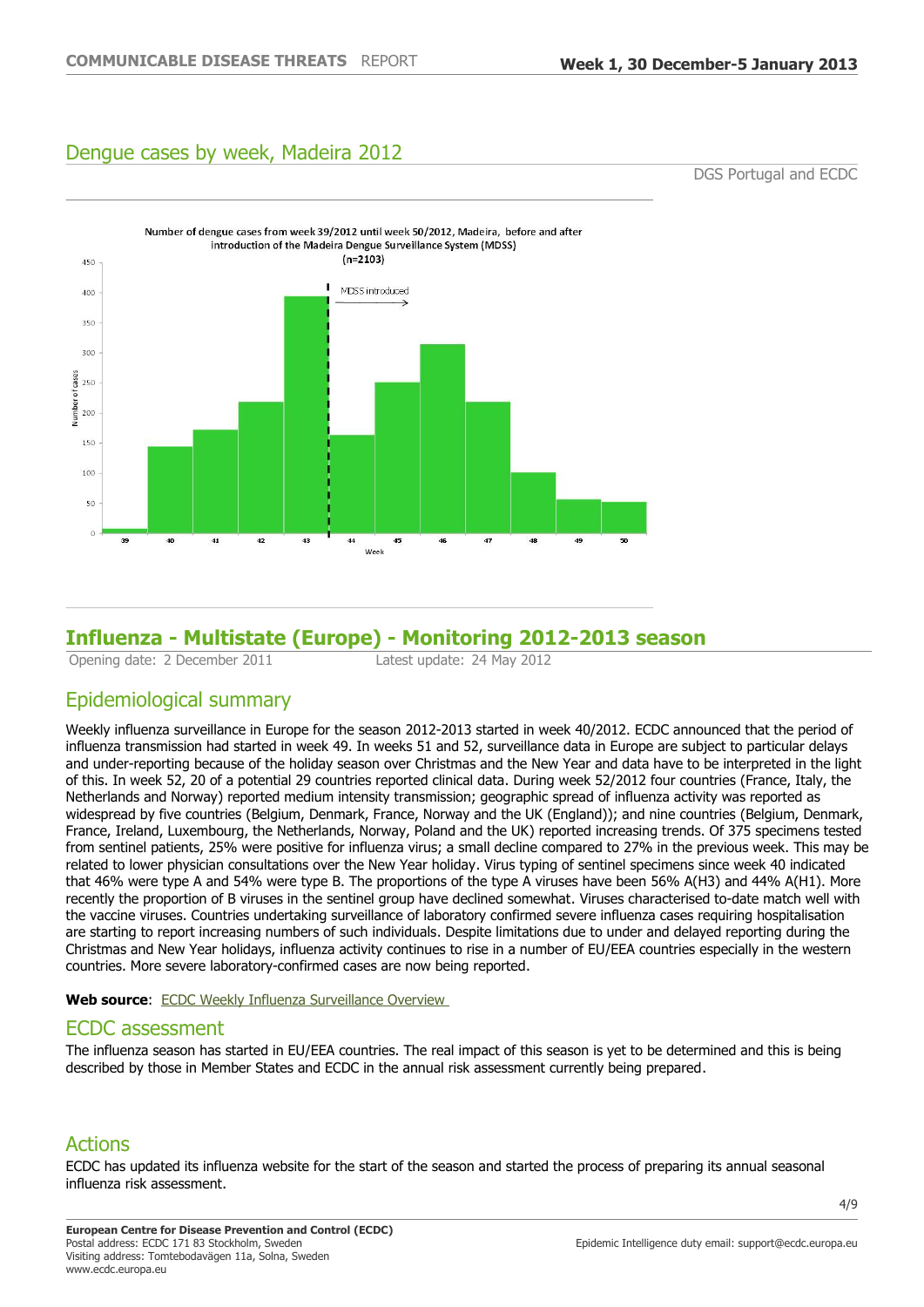## Dengue cases by week, Madeira 2012

DGS Portugal and ECDC

Number of dengue cases from week 39/2012 until week 50/2012, Madeira, before and after introduction of the Madeira Dengue Surveillance System (MDSS) (n=2103)

# Influenza - Multistate (Europe) - Monitoring 2012-2013 season

Opening date: 2 December 2011 Latest update: 24 May 2012

## Epidemiological summary

Weekly influenza surveillance in Europe for the season 2012-2013 started in week 40/2012. ECDC announced that the period of influenza transmission had started in week 49. In weeks 51 and 52, surveillance data in Europe are subject to particular delays and under-reporting because of the holiday season over Christmas and the New Year and data have to be interpreted in the light of this. In week 52, 20 of a potential 29 countries reported clinical data. During week 52/2012 four countries (France, Italy, the Netherlands and Norway) reported medium intensity transmission; geographic spread of influenza activity was reported as widespread by five countries (Belgium, Denmark, France, Norway and the UK (England)); and nine countries (Belgium, Denmark, France, Ireland, Luxembourg, the Netherlands, Norway, Poland and the UK) reported increasing trends. Of 375 specimens tested from sentinel patients, 25% were positive for influenza virus; a small decline compared to 27% in the previous week. This may be related to lower physician consultations over the New Year holiday. Virus typing of sentinel specimens since week 40 indicated that 46% were type A and 54% were type B. The proportions of the type A viruses have been 56% A(H3) and 44% A(H1). More recently the proportion of B viruses in the sentinel group have declined somewhat. Viruses characterised to-date match well with the vaccine viruses. Countries undertaking surveillance of laboratory confirmed severe influenza cases requiring hospitalisation are starting to report increasing numbers of such individuals. Despite limitations due to under and delayed reporting during the Christmas and New Year holidays, influenza activity continues to rise in a number of EU/EEA countries especially in the western countries. More severe laboratory-confirmed cases are now being reported.

**Web source**: ECDC Weekly Influenza Surveillance Overview

## ECDC assessment

The influenza season has started in EU/EEA countries. The real impact of this season is yet to be determined and this is being described by those in Member States and ECDC in the annual risk assessment currently being prepared.

## Actions

ECDC has updated its influenza website for the start of the season and started the process of preparing its annual seasonal influenza risk assessment.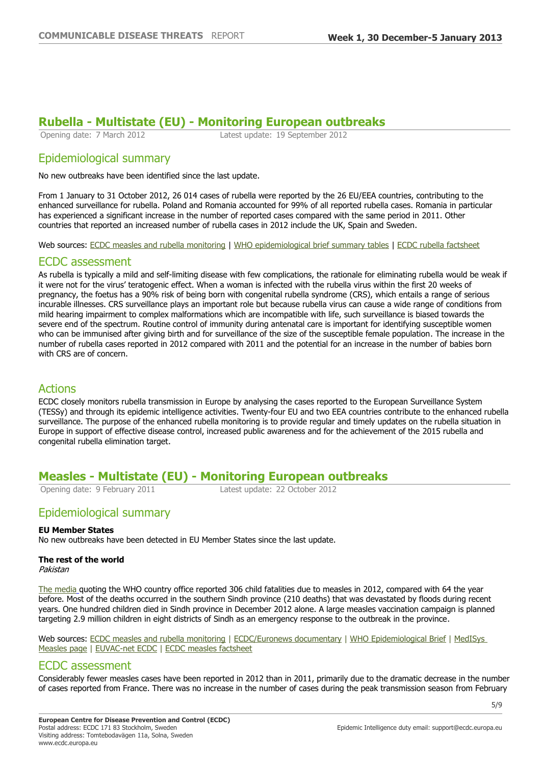## Rubella - Multistate (EU) - Monitoring European outbreaks

Opening date: 7 March 2012 Latest update: 19 September 2012

### Epidemiological summary

No new outbreaks have been identified since the last update.

From 1 January to 31 October 2012, 26 014 cases of rubella were reported by the 26 EU/EEA countries, contributing to the enhanced surveillance for rubella. Poland and Romania accounted for 99% of all reported rubella cases. Romania in particular has experienced a significant increase in the number of reported cases compared with the same period in 2011. Other countries that reported an increased number of rubella cases in 2012 include the UK, Spain and Sweden.

Web sources: ECDC measles and rubella monitoring | WHO epidemiological brief summary tables | ECDC rubella factsheet

### ECDC assessment

As rubella is typically a mild and self-limiting disease with few complications, the rationale for eliminating rubella would be weak if it were not for the virus' teratogenic effect. When a woman is infected with the rubella virus within the first 20 weeks of pregnancy, the foetus has a 90% risk of being born with congenital rubella syndrome (CRS), which entails a range of serious incurable illnesses. CRS surveillance plays an important role but because rubella virus can cause a wide range of conditions from mild hearing impairment to complex malformations which are incompatible with life, such surveillance is biased towards the severe end of the spectrum. Routine control of immunity during antenatal care is important for identifying susceptible women who can be immunised after giving birth and for surveillance of the size of the susceptible female population. The increase in the number of rubella cases reported in 2012 compared with 2011 and the potential for an increase in the number of babies born with CRS are of concern.

### Actions

ECDC closely monitors rubella transmission in Europe by analysing the cases reported to the European Surveillance System (TESSy) and through its epidemic intelligence activities. Twenty-four EU and two EEA countries contribute to the enhanced rubella surveillance. The purpose of the enhanced rubella monitoring is to provide regular and timely updates on the rubella situation in Europe in support of effective disease control, increased public awareness and for the achievement of the 2015 rubella and congenital rubella elimination target.

## Measles - Multistate (EU) - Monitoring European outbreaks

Opening date: 9 February 2011 Latest update: 22 October 2012

### Epidemiological summary

**EU Member States**

No new outbreaks have been detected in EU Member States since the last update.

**The rest of the world**

*Pakistan*

The media quoting the WHO country office reported 306 child fatalities due to measles in 2012, compared with 64 the year before. Most of the deaths occurred in the southern Sindh province (210 deaths) that was devastated by floods during recent years. One hundred children died in Sindh province in December 2012 alone. A large measles vaccination campaign is planned targeting 2.9 million children in eight districts of Sindh as an emergency response to the outbreak in the province.

Web sources: ECDC measles and rubella monitoring | ECDC/Euronews documentary | WHO Epidemiological Brief | MedISys Measles page | EUVAC-net ECDC | ECDC measles factsheet

### ECDC assessment

Considerably fewer measles cases have been reported in 2012 than in 2011, primarily due to the dramatic decrease in the number of cases reported from France. There was no increase in the number of cases during the peak transmission season from February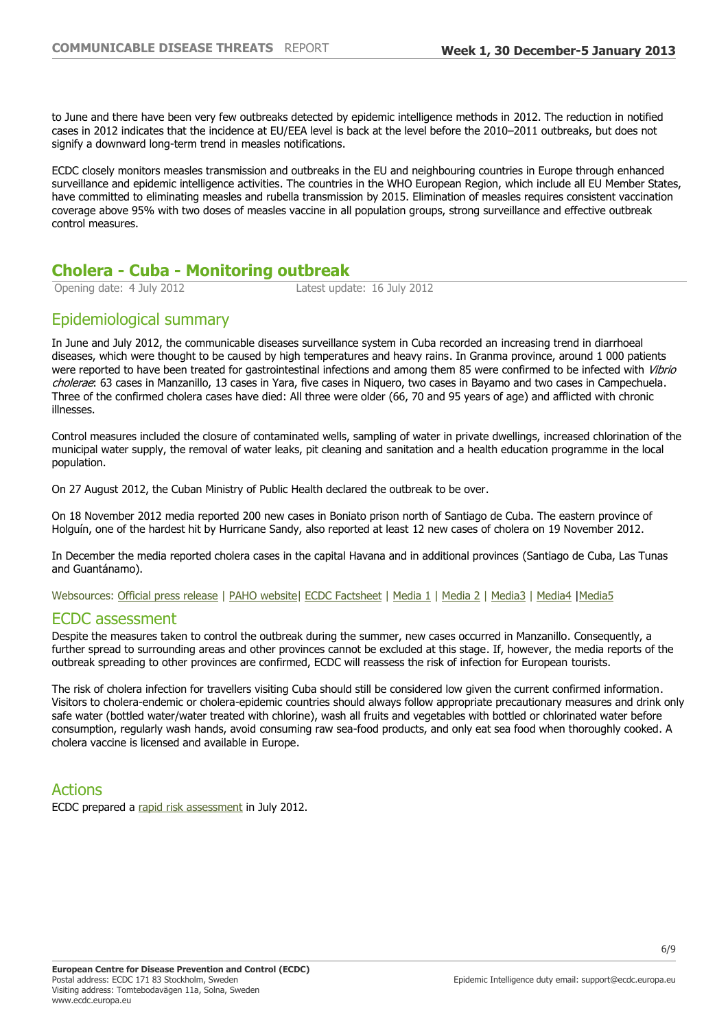to June and there have been very few outbreaks detected by epidemic intelligence methods in 2012. The reduction in notified cases in 2012 indicates that the incidence at EU/EEA level is back at the level before the 2010–2011 outbreaks, but does not signify a downward long-term trend in measles notifications.

ECDC closely monitors measles transmission and outbreaks in the EU and neighbouring countries in Europe through enhanced surveillance and epidemic intelligence activities. The countries in the WHO European Region, which include all EU Member States, have committed to eliminating measles and rubella transmission by 2015. Elimination of measles requires consistent vaccination coverage above 95% with two doses of measles vaccine in all population groups, strong surveillance and effective outbreak control measures.

## Cholera - Cuba - Monitoring outbreak

Opening date: 4 July 2012 Latest update: 16 July 2012

### Epidemiological summary

In June and July 2012, the communicable diseases surveillance system in Cuba recorded an increasing trend in diarrhoeal diseases, which were thought to be caused by high temperatures and heavy rains. In Granma province, around 1 000 patients were reported to have been treated for gastrointestinal infections and among them 85 were confirmed to be infected with *Vibrio cholerae*: 63 cases in Manzanillo, 13 cases in Yara, five cases in Niquero, two cases in Bayamo and two cases in Campechuela. Three of the confirmed cholera cases have died: All three were older (66, 70 and 95 years of age) and afflicted with chronic illnesses.

Control measures included the closure of contaminated wells, sampling of water in private dwellings, increased chlorination of the municipal water supply, the removal of water leaks, pit cleaning and sanitation and a health education programme in the local population.

On 27 August 2012, the Cuban Ministry of Public Health declared the outbreak to be over.

On 18 November 2012 media reported 200 new cases in Boniato prison north of Santiago de Cuba. The eastern province of Holguín, one of the hardest hit by Hurricane Sandy, also reported at least 12 new cases of cholera on 19 November 2012.

In December the media reported cholera cases in the capital Havana and in additional provinces (Santiago de Cuba, Las Tunas and Guantánamo).

Websources: Official press release | PAHO website| ECDC Factsheet | Media 1 | Media 2 | Media3 | Media4 |Media5

### ECDC assessment

Despite the measures taken to control the outbreak during the summer, new cases occurred in Manzanillo. Consequently, a further spread to surrounding areas and other provinces cannot be excluded at this stage. If, however, the media reports of the outbreak spreading to other provinces are confirmed, ECDC will reassess the risk of infection for European tourists.

The risk of cholera infection for travellers visiting Cuba should still be considered low given the current confirmed information. Visitors to cholera-endemic or cholera-epidemic countries should always follow appropriate precautionary measures and drink only safe water (bottled water/water treated with chlorine), wash all fruits and vegetables with bottled or chlorinated water before consumption, regularly wash hands, avoid consuming raw sea-food products, and only eat sea food when thoroughly cooked. A cholera vaccine is licensed and available in Europe.

### Actions

ECDC prepared a rapid risk assessment in July 2012.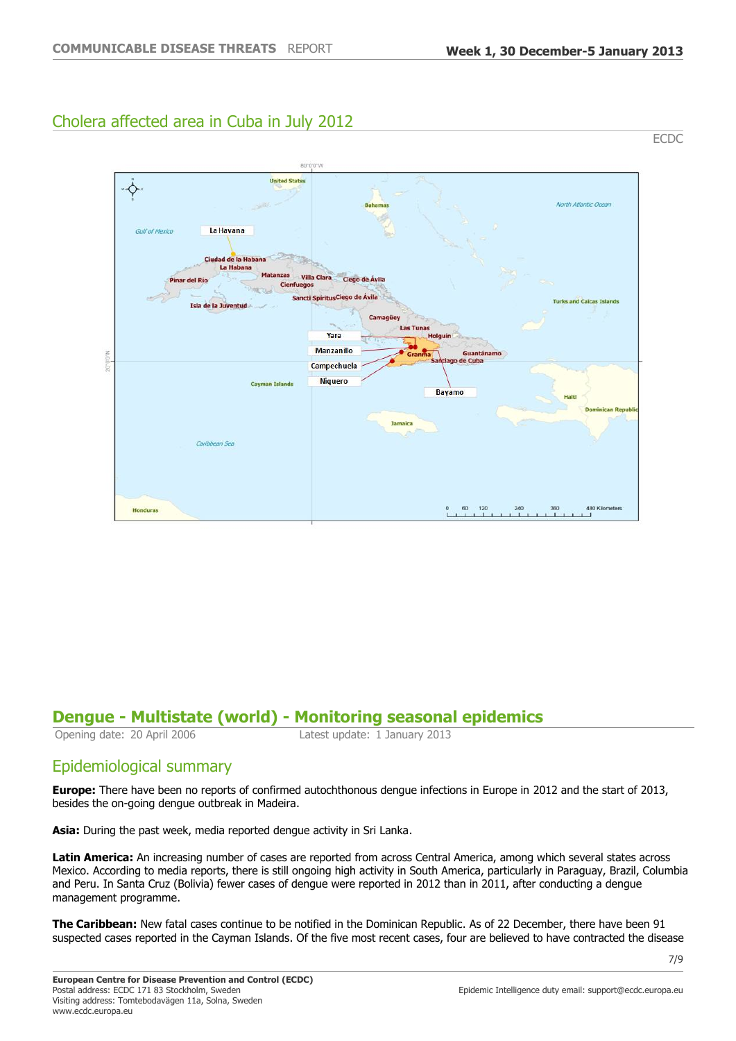## Cholera affected area in Cuba in July 2012

ECDC

# Dengue - Multistate (world) - Monitoring seasonal epidemics

Opening date: 20 April 2006 Latest update: 1 January 2013

## Epidemiological summary

**Europe:** There have been no reports of confirmed autochthonous dengue infections in Europe in 2012 and the start of 2013, besides the on-going dengue outbreak in Madeira.

**Asia:** During the past week, media reported dengue activity in Sri Lanka.

**Latin America:** An increasing number of cases are reported from across Central America, among which several states across Mexico. According to media reports, there is still ongoing high activity in South America, particularly in Paraguay, Brazil, Columbia and Peru. In Santa Cruz (Bolivia) fewer cases of dengue were reported in 2012 than in 2011, after conducting a dengue management programme.

**The Caribbean:** New fatal cases continue to be notified in the Dominican Republic. As of 22 December, there have been 91 suspected cases reported in the Cayman Islands. Of the five most recent cases, four are believed to have contracted the disease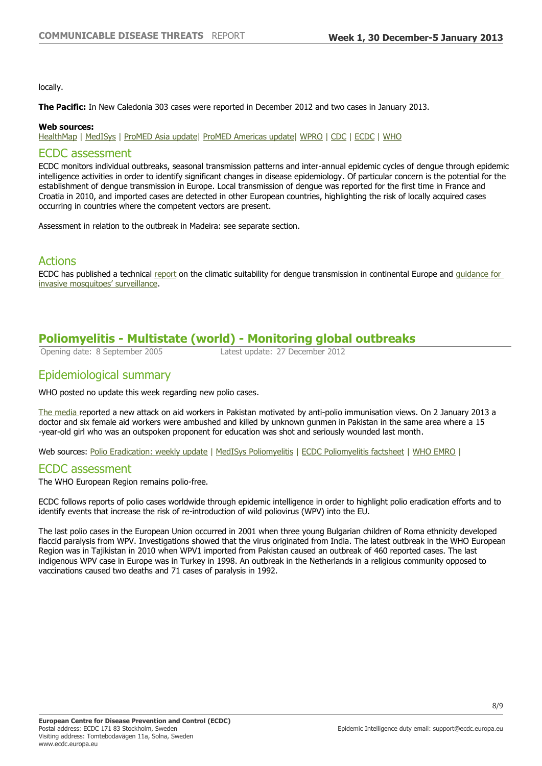locally.

**The Pacific:** In New Caledonia 303 cases were reported in December 2012 and two cases in January 2013.

**Web sources:**
HealthMap | MedISys | ProMED Asia update| ProMED Americas update| WPRO | CDC | ECDC | WHO

## ECDC assessment

ECDC monitors individual outbreaks, seasonal transmission patterns and inter-annual epidemic cycles of dengue through epidemic intelligence activities in order to identify significant changes in disease epidemiology. Of particular concern is the potential for the establishment of dengue transmission in Europe. Local transmission of dengue was reported for the first time in France and Croatia in 2010, and imported cases are detected in other European countries, highlighting the risk of locally acquired cases occurring in countries where the competent vectors are present.

Assessment in relation to the outbreak in Madeira: see separate section.

## Actions

ECDC has published a technical report on the climatic suitability for dengue transmission in continental Europe and guidance for invasive mosquitoes' surveillance.

# Poliomyelitis - Multistate (world) - Monitoring global outbreaks

Opening date: 8 September 2005 Latest update: 27 December 2012

## Epidemiological summary

WHO posted no update this week regarding new polio cases.

The media reported a new attack on aid workers in Pakistan motivated by anti-polio immunisation views. On 2 January 2013 a doctor and six female aid workers were ambushed and killed by unknown gunmen in Pakistan in the same area where a 15 -year-old girl who was an outspoken proponent for education was shot and seriously wounded last month.

Web sources: Polio Eradication: weekly update | MedISys Poliomyelitis | ECDC Poliomyelitis factsheet | WHO EMRO |

## ECDC assessment

The WHO European Region remains polio-free.

ECDC follows reports of polio cases worldwide through epidemic intelligence in order to highlight polio eradication efforts and to identify events that increase the risk of re-introduction of wild poliovirus (WPV) into the EU.

The last polio cases in the European Union occurred in 2001 when three young Bulgarian children of Roma ethnicity developed flaccid paralysis from WPV. Investigations showed that the virus originated from India. The latest outbreak in the WHO European Region was in Tajikistan in 2010 when WPV1 imported from Pakistan caused an outbreak of 460 reported cases. The last indigenous WPV case in Europe was in Turkey in 1998. An outbreak in the Netherlands in a religious community opposed to vaccinations caused two deaths and 71 cases of paralysis in 1992.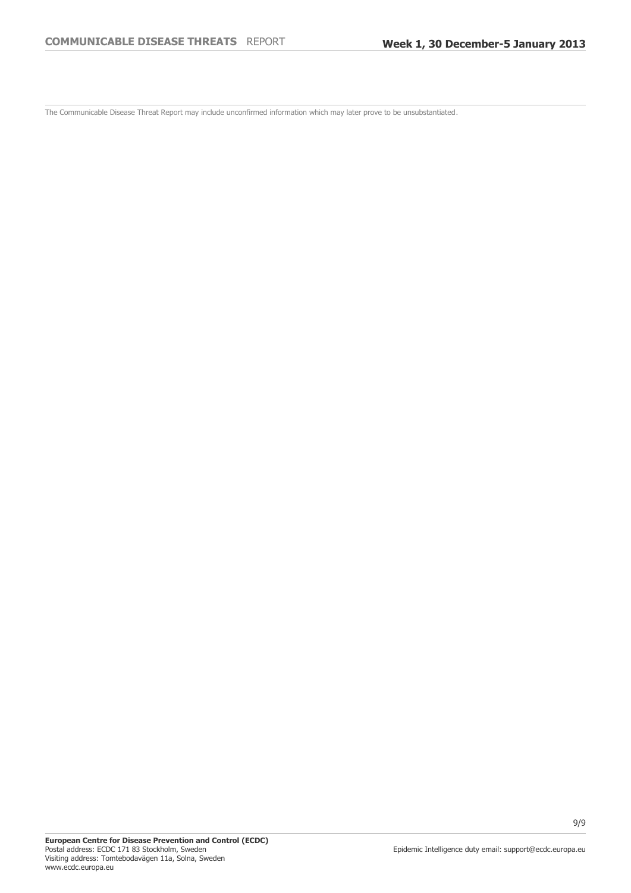The Communicable Disease Threat Report may include unconfirmed information which may later prove to be unsubstantiated.

**European Centre for Disease Prevention and Control (ECDC)**
Postal address: ECDC 171 83 Stockholm, Sweden
Visiting address: Tomtebodavägen 11a, Solna, Sweden
www.ecdc.europa.eu

Epidemic Intelligence duty email: support@ecdc.europa.eu